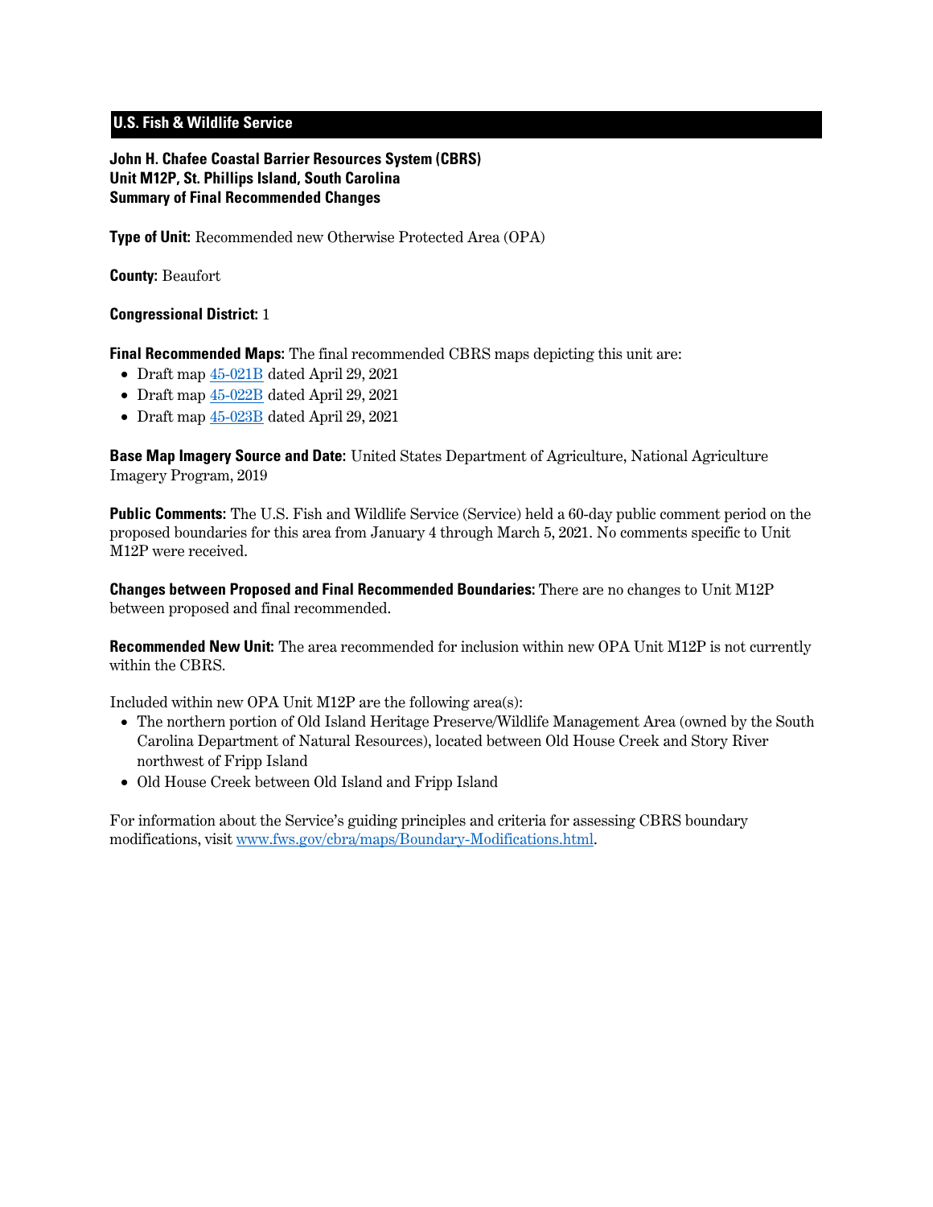**U.S. Fish & Wildlife Service**

**John H. Chafee Coastal Barrier Resources System (CBRS)**
**Unit M12P, St. Phillips Island, South Carolina**
**Summary of Final Recommended Changes**

**Type of Unit:** Recommended new Otherwise Protected Area (OPA)

**County:** Beaufort

**Congressional District:** 1

**Final Recommended Maps:** The final recommended CBRS maps depicting this unit are:

- Draft map 45-021B dated April 29, 2021
- Draft map 45-022B dated April 29, 2021
- Draft map 45-023B dated April 29, 2021

**Base Map Imagery Source and Date:** United States Department of Agriculture, National Agriculture Imagery Program, 2019

**Public Comments:** The U.S. Fish and Wildlife Service (Service) held a 60-day public comment period on the proposed boundaries for this area from January 4 through March 5, 2021. No comments specific to Unit M12P were received.

**Changes between Proposed and Final Recommended Boundaries:** There are no changes to Unit M12P between proposed and final recommended.

**Recommended New Unit:** The area recommended for inclusion within new OPA Unit M12P is not currently within the CBRS.

Included within new OPA Unit M12P are the following area(s):

- The northern portion of Old Island Heritage Preserve/Wildlife Management Area (owned by the South Carolina Department of Natural Resources), located between Old House Creek and Story River northwest of Fripp Island
- Old House Creek between Old Island and Fripp Island

For information about the Service's guiding principles and criteria for assessing CBRS boundary modifications, visit www.fws.gov/cbra/maps/Boundary-Modifications.html.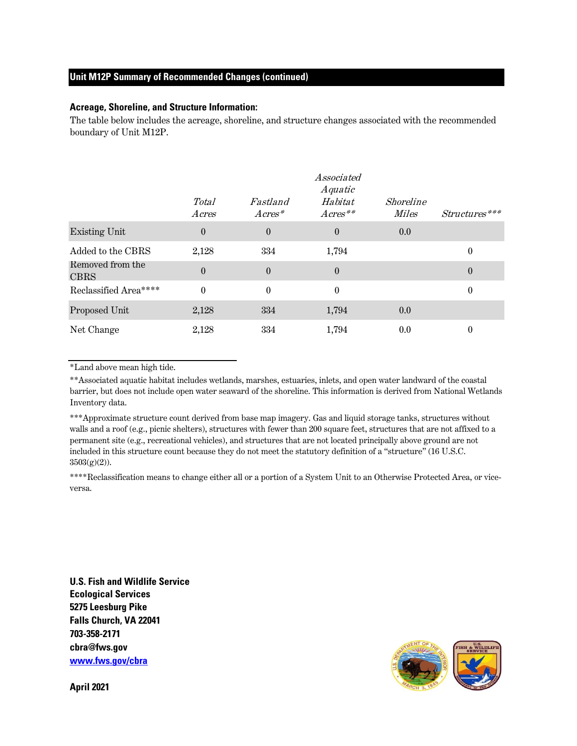## Unit M12P Summary of Recommended Changes (continued)

**Acreage, Shoreline, and Structure Information:**

The table below includes the acreage, shoreline, and structure changes associated with the recommended boundary of Unit M12P.

| | *Total Acres* | *Fastland Acres** | *Associated Aquatic Habitat Acres*** | *Shoreline Miles* | *Structures**** |
|---|---|---|---|---|---|
| Existing Unit | 0 | 0 | 0 | 0.0 | |
| Added to the CBRS | 2,128 | 334 | 1,794 | | 0 |
| Removed from the CBRS | 0 | 0 | 0 | | 0 |
| Reclassified Area**** | 0 | 0 | 0 | | 0 |
| Proposed Unit | 2,128 | 334 | 1,794 | 0.0 | |
| Net Change | 2,128 | 334 | 1,794 | 0.0 | 0 |

*Land above mean high tide.

**Associated aquatic habitat includes wetlands, marshes, estuaries, inlets, and open water landward of the coastal barrier, but does not include open water seaward of the shoreline. This information is derived from National Wetlands Inventory data.

***Approximate structure count derived from base map imagery. Gas and liquid storage tanks, structures without walls and a roof (e.g., picnic shelters), structures with fewer than 200 square feet, structures that are not affixed to a permanent site (e.g., recreational vehicles), and structures that are not located principally above ground are not included in this structure count because they do not meet the statutory definition of a "structure" (16 U.S.C. 3503(g)(2)).

****Reclassification means to change either all or a portion of a System Unit to an Otherwise Protected Area, or vice-versa.

**U.S. Fish and Wildlife Service**
**Ecological Services**
**5275 Leesburg Pike**
**Falls Church, VA 22041**
**703-358-2171**
**cbra@fws.gov**
**www.fws.gov/cbra**

**April 2021**